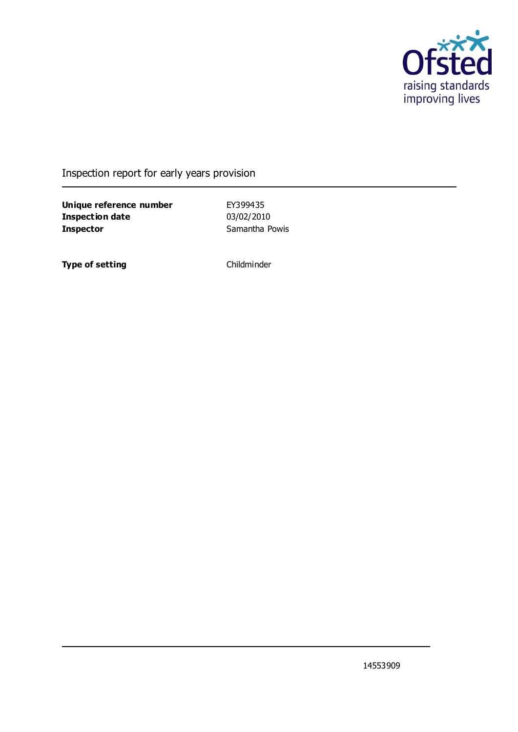Ofsted
raising standards
improving lives

# Inspection report for early years provision

| | |
|---|---|
| **Unique reference number** | EY399435 |
| **Inspection date** | 03/02/2010 |
| **Inspector** | Samantha Powis |

| | |
|---|---|
| **Type of setting** | Childminder |

14553909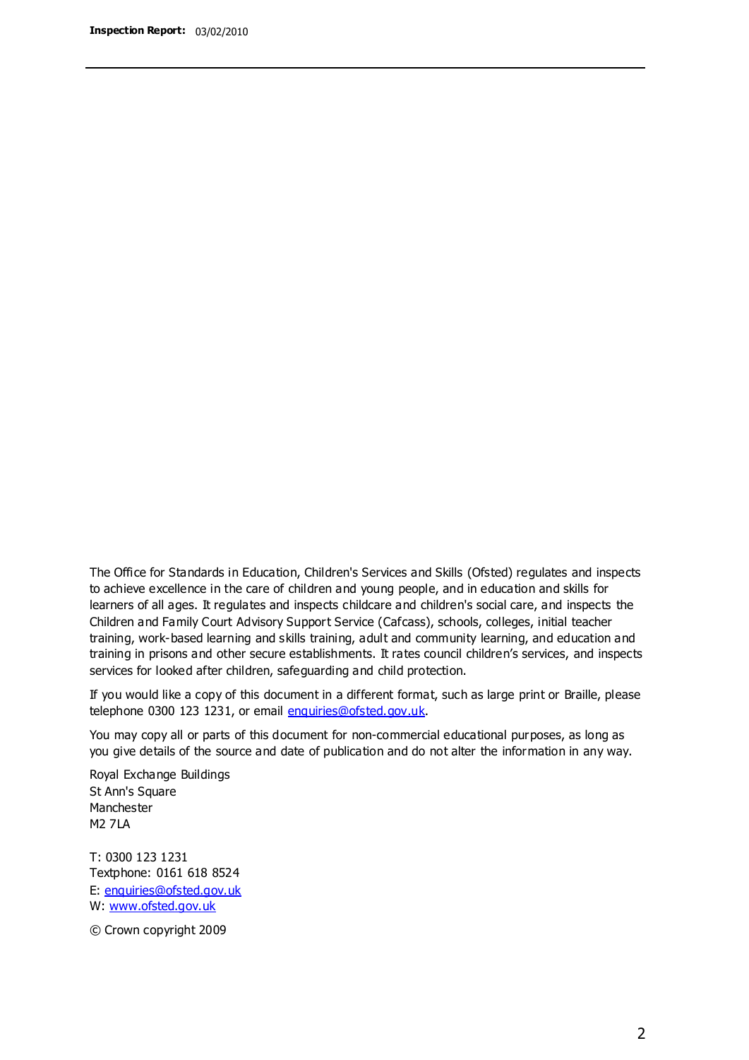The Office for Standards in Education, Children's Services and Skills (Ofsted) regulates and inspects to achieve excellence in the care of children and young people, and in education and skills for learners of all ages. It regulates and inspects childcare and children's social care, and inspects the Children and Family Court Advisory Support Service (Cafcass), schools, colleges, initial teacher training, work-based learning and skills training, adult and community learning, and education and training in prisons and other secure establishments. It rates council children's services, and inspects services for looked after children, safeguarding and child protection.

If you would like a copy of this document in a different format, such as large print or Braille, please telephone 0300 123 1231, or email enquiries@ofsted.gov.uk.

You may copy all or parts of this document for non-commercial educational purposes, as long as you give details of the source and date of publication and do not alter the information in any way.

Royal Exchange Buildings
St Ann's Square
Manchester
M2 7LA

T: 0300 123 1231
Textphone: 0161 618 8524
E: enquiries@ofsted.gov.uk
W: www.ofsted.gov.uk

© Crown copyright 2009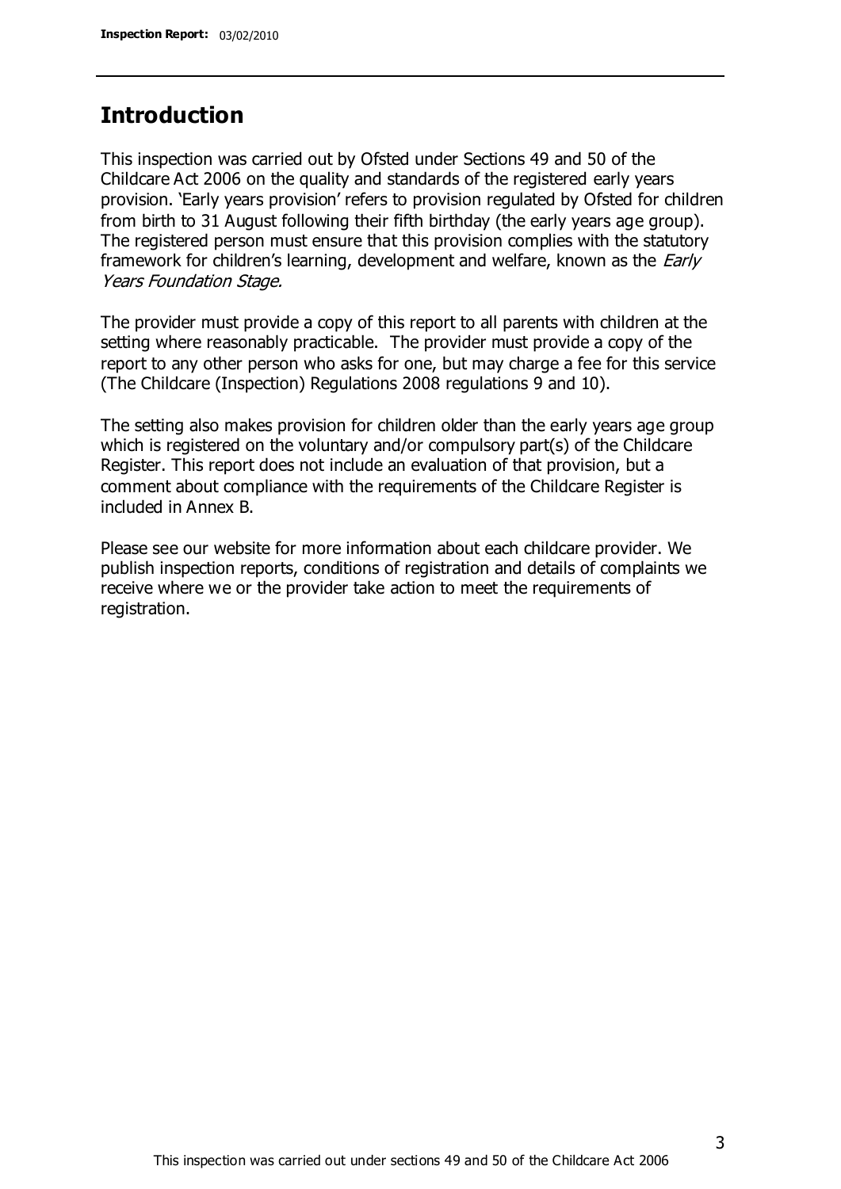## Introduction

This inspection was carried out by Ofsted under Sections 49 and 50 of the Childcare Act 2006 on the quality and standards of the registered early years provision. 'Early years provision' refers to provision regulated by Ofsted for children from birth to 31 August following their fifth birthday (the early years age group). The registered person must ensure that this provision complies with the statutory framework for children's learning, development and welfare, known as the *Early Years Foundation Stage.*

The provider must provide a copy of this report to all parents with children at the setting where reasonably practicable. The provider must provide a copy of the report to any other person who asks for one, but may charge a fee for this service (The Childcare (Inspection) Regulations 2008 regulations 9 and 10).

The setting also makes provision for children older than the early years age group which is registered on the voluntary and/or compulsory part(s) of the Childcare Register. This report does not include an evaluation of that provision, but a comment about compliance with the requirements of the Childcare Register is included in Annex B.

Please see our website for more information about each childcare provider. We publish inspection reports, conditions of registration and details of complaints we receive where we or the provider take action to meet the requirements of registration.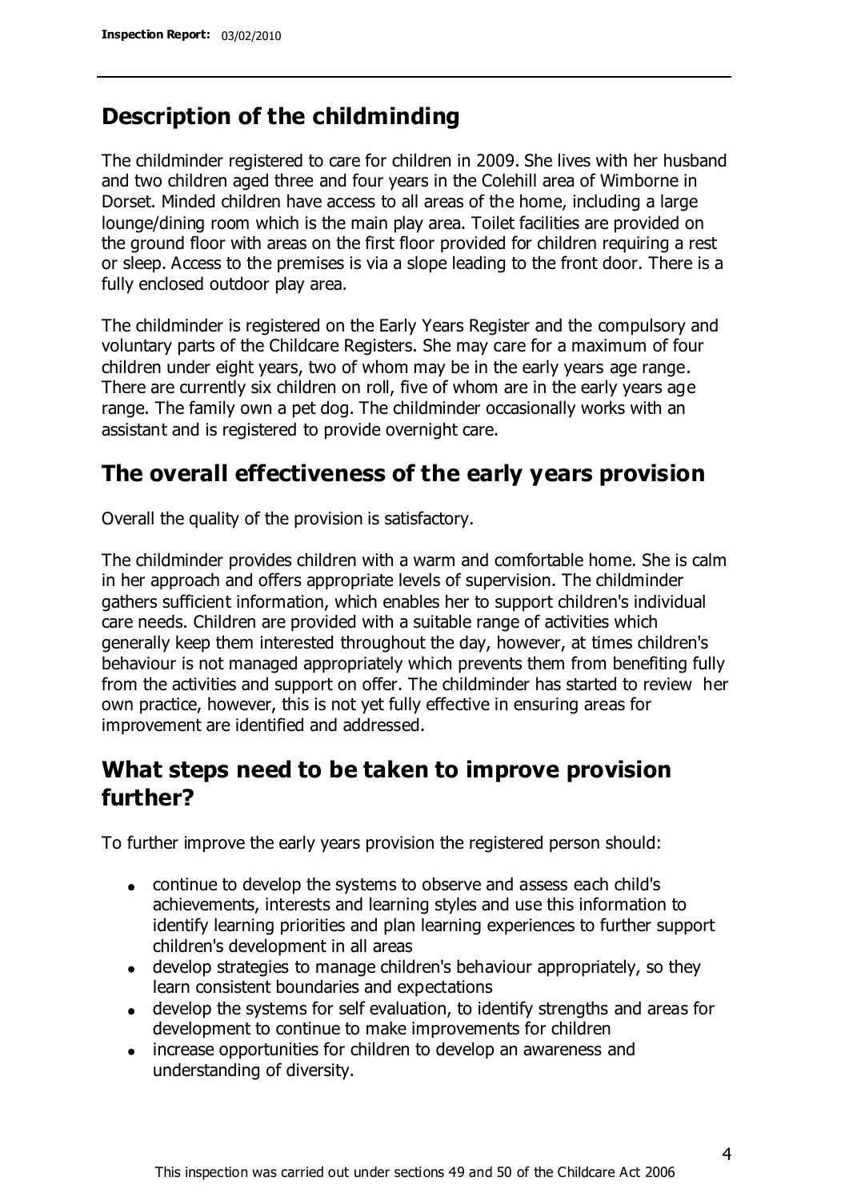## Description of the childminding

The childminder registered to care for children in 2009. She lives with her husband and two children aged three and four years in the Colehill area of Wimborne in Dorset. Minded children have access to all areas of the home, including a large lounge/dining room which is the main play area. Toilet facilities are provided on the ground floor with areas on the first floor provided for children requiring a rest or sleep. Access to the premises is via a slope leading to the front door. There is a fully enclosed outdoor play area.

The childminder is registered on the Early Years Register and the compulsory and voluntary parts of the Childcare Registers. She may care for a maximum of four children under eight years, two of whom may be in the early years age range. There are currently six children on roll, five of whom are in the early years age range. The family own a pet dog. The childminder occasionally works with an assistant and is registered to provide overnight care.

## The overall effectiveness of the early years provision

Overall the quality of the provision is satisfactory.

The childminder provides children with a warm and comfortable home. She is calm in her approach and offers appropriate levels of supervision. The childminder gathers sufficient information, which enables her to support children's individual care needs. Children are provided with a suitable range of activities which generally keep them interested throughout the day, however, at times children's behaviour is not managed appropriately which prevents them from benefiting fully from the activities and support on offer. The childminder has started to review her own practice, however, this is not yet fully effective in ensuring areas for improvement are identified and addressed.

## What steps need to be taken to improve provision further?

To further improve the early years provision the registered person should:

- continue to develop the systems to observe and assess each child's achievements, interests and learning styles and use this information to identify learning priorities and plan learning experiences to further support children's development in all areas
- develop strategies to manage children's behaviour appropriately, so they learn consistent boundaries and expectations
- develop the systems for self evaluation, to identify strengths and areas for development to continue to make improvements for children
- increase opportunities for children to develop an awareness and understanding of diversity.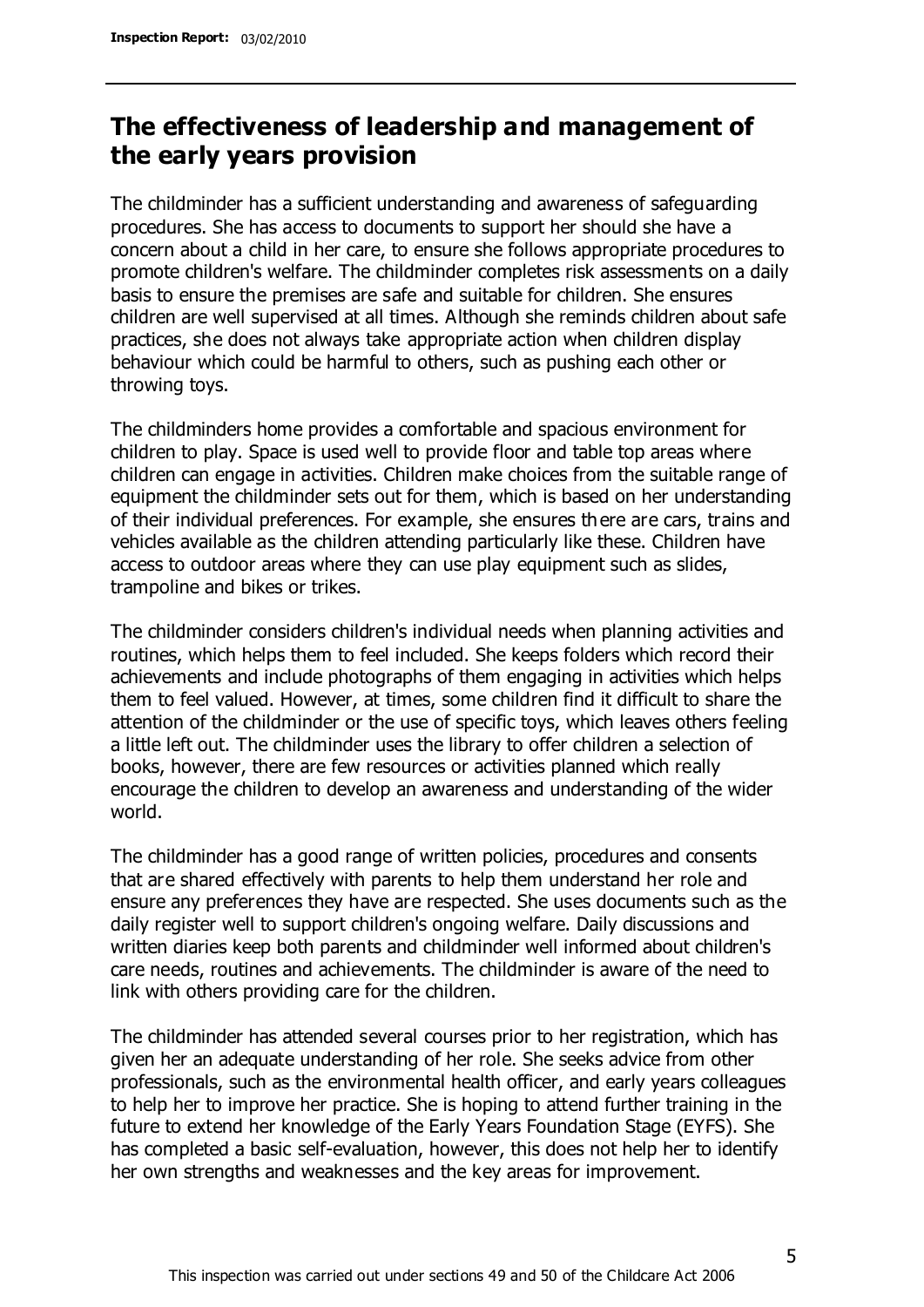## The effectiveness of leadership and management of the early years provision

The childminder has a sufficient understanding and awareness of safeguarding procedures. She has access to documents to support her should she have a concern about a child in her care, to ensure she follows appropriate procedures to promote children's welfare. The childminder completes risk assessments on a daily basis to ensure the premises are safe and suitable for children. She ensures children are well supervised at all times. Although she reminds children about safe practices, she does not always take appropriate action when children display behaviour which could be harmful to others, such as pushing each other or throwing toys.

The childminders home provides a comfortable and spacious environment for children to play. Space is used well to provide floor and table top areas where children can engage in activities. Children make choices from the suitable range of equipment the childminder sets out for them, which is based on her understanding of their individual preferences. For example, she ensures there are cars, trains and vehicles available as the children attending particularly like these. Children have access to outdoor areas where they can use play equipment such as slides, trampoline and bikes or trikes.

The childminder considers children's individual needs when planning activities and routines, which helps them to feel included. She keeps folders which record their achievements and include photographs of them engaging in activities which helps them to feel valued. However, at times, some children find it difficult to share the attention of the childminder or the use of specific toys, which leaves others feeling a little left out. The childminder uses the library to offer children a selection of books, however, there are few resources or activities planned which really encourage the children to develop an awareness and understanding of the wider world.

The childminder has a good range of written policies, procedures and consents that are shared effectively with parents to help them understand her role and ensure any preferences they have are respected. She uses documents such as the daily register well to support children's ongoing welfare. Daily discussions and written diaries keep both parents and childminder well informed about children's care needs, routines and achievements. The childminder is aware of the need to link with others providing care for the children.

The childminder has attended several courses prior to her registration, which has given her an adequate understanding of her role. She seeks advice from other professionals, such as the environmental health officer, and early years colleagues to help her to improve her practice. She is hoping to attend further training in the future to extend her knowledge of the Early Years Foundation Stage (EYFS). She has completed a basic self-evaluation, however, this does not help her to identify her own strengths and weaknesses and the key areas for improvement.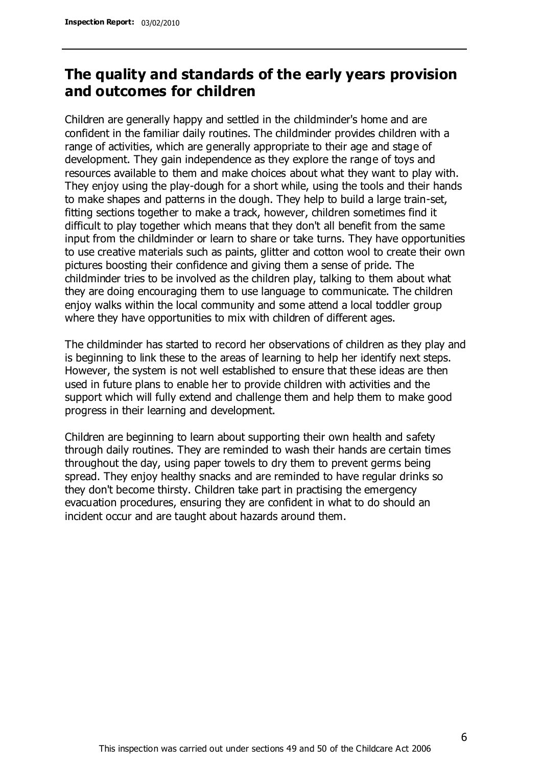## The quality and standards of the early years provision and outcomes for children

Children are generally happy and settled in the childminder's home and are confident in the familiar daily routines. The childminder provides children with a range of activities, which are generally appropriate to their age and stage of development. They gain independence as they explore the range of toys and resources available to them and make choices about what they want to play with. They enjoy using the play-dough for a short while, using the tools and their hands to make shapes and patterns in the dough. They help to build a large train-set, fitting sections together to make a track, however, children sometimes find it difficult to play together which means that they don't all benefit from the same input from the childminder or learn to share or take turns. They have opportunities to use creative materials such as paints, glitter and cotton wool to create their own pictures boosting their confidence and giving them a sense of pride. The childminder tries to be involved as the children play, talking to them about what they are doing encouraging them to use language to communicate. The children enjoy walks within the local community and some attend a local toddler group where they have opportunities to mix with children of different ages.

The childminder has started to record her observations of children as they play and is beginning to link these to the areas of learning to help her identify next steps. However, the system is not well established to ensure that these ideas are then used in future plans to enable her to provide children with activities and the support which will fully extend and challenge them and help them to make good progress in their learning and development.

Children are beginning to learn about supporting their own health and safety through daily routines. They are reminded to wash their hands are certain times throughout the day, using paper towels to dry them to prevent germs being spread. They enjoy healthy snacks and are reminded to have regular drinks so they don't become thirsty. Children take part in practising the emergency evacuation procedures, ensuring they are confident in what to do should an incident occur and are taught about hazards around them.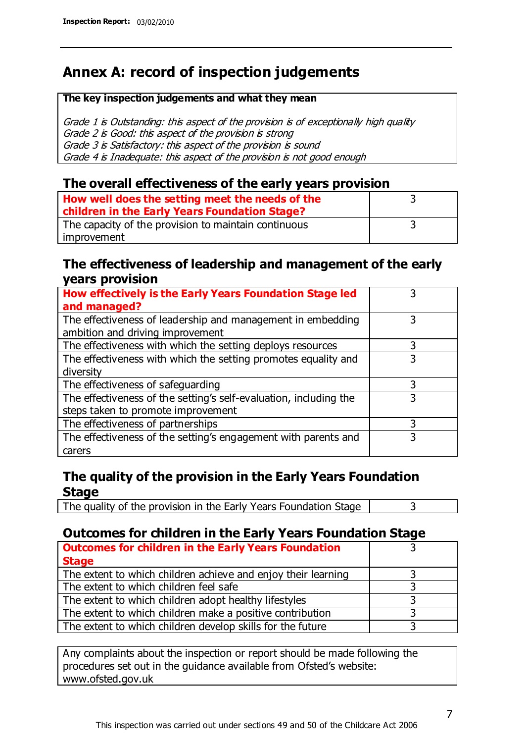# Annex A: record of inspection judgements

**The key inspection judgements and what they mean**

*Grade 1 is Outstanding: this aspect of the provision is of exceptionally high quality*
*Grade 2 is Good: this aspect of the provision is strong*
*Grade 3 is Satisfactory: this aspect of the provision is sound*
*Grade 4 is Inadequate: this aspect of the provision is not good enough*

## The overall effectiveness of the early years provision

| | |
|---|---|
| **How well does the setting meet the needs of the children in the Early Years Foundation Stage?** | 3 |
| The capacity of the provision to maintain continuous improvement | 3 |

## The effectiveness of leadership and management of the early years provision

| | |
|---|---|
| **How effectively is the Early Years Foundation Stage led and managed?** | 3 |
| The effectiveness of leadership and management in embedding ambition and driving improvement | 3 |
| The effectiveness with which the setting deploys resources | 3 |
| The effectiveness with which the setting promotes equality and diversity | 3 |
| The effectiveness of safeguarding | 3 |
| The effectiveness of the setting's self-evaluation, including the steps taken to promote improvement | 3 |
| The effectiveness of partnerships | 3 |
| The effectiveness of the setting's engagement with parents and carers | 3 |

## The quality of the provision in the Early Years Foundation Stage

| | |
|---|---|
| The quality of the provision in the Early Years Foundation Stage | 3 |

## Outcomes for children in the Early Years Foundation Stage

| | |
|---|---|
| **Outcomes for children in the Early Years Foundation Stage** | 3 |
| The extent to which children achieve and enjoy their learning | 3 |
| The extent to which children feel safe | 3 |
| The extent to which children adopt healthy lifestyles | 3 |
| The extent to which children make a positive contribution | 3 |
| The extent to which children develop skills for the future | 3 |

Any complaints about the inspection or report should be made following the procedures set out in the guidance available from Ofsted's website: www.ofsted.gov.uk

This inspection was carried out under sections 49 and 50 of the Childcare Act 2006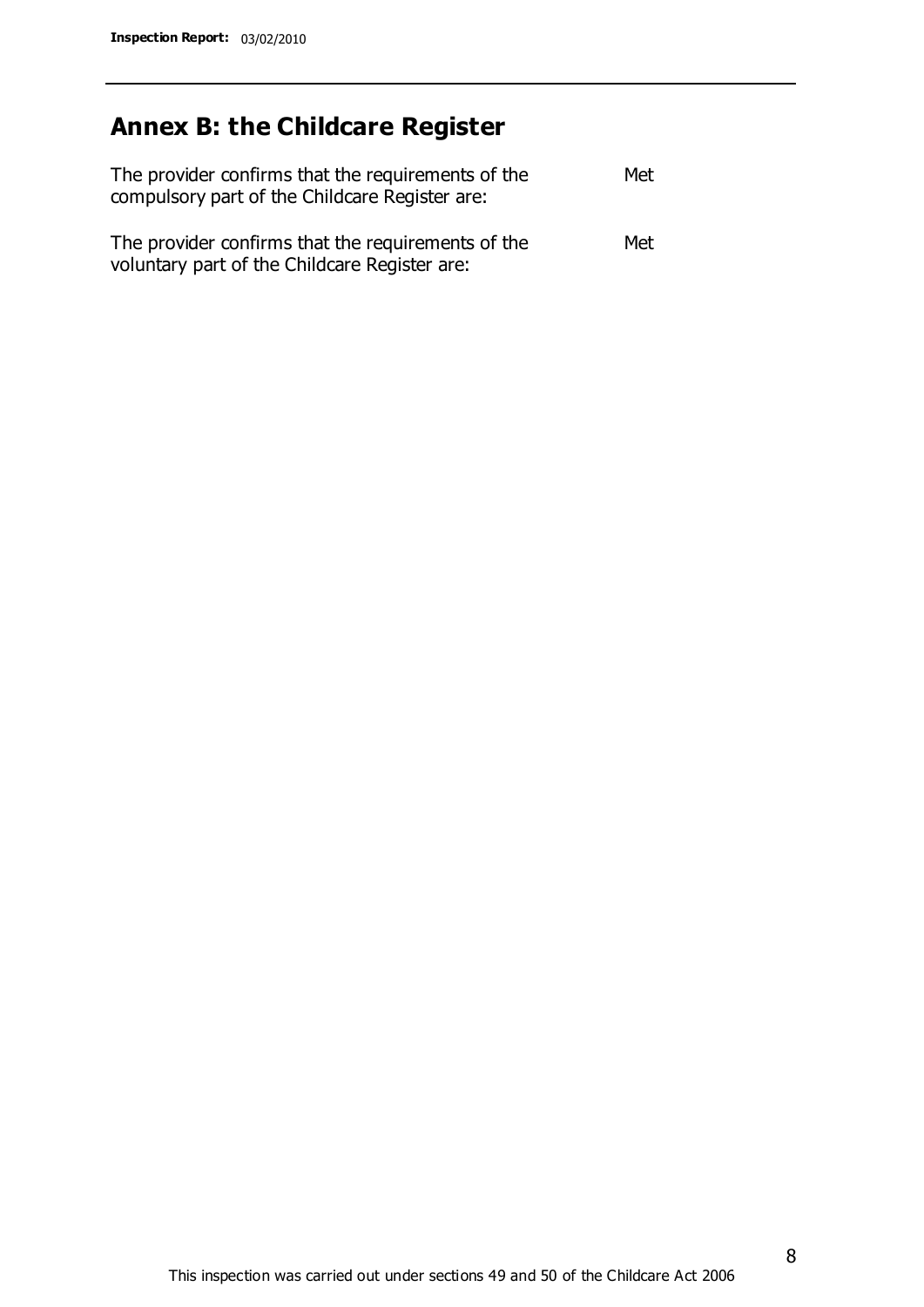## Annex B: the Childcare Register

| | |
|---|---|
| The provider confirms that the requirements of the compulsory part of the Childcare Register are: | Met |
| The provider confirms that the requirements of the voluntary part of the Childcare Register are: | Met |

This inspection was carried out under sections 49 and 50 of the Childcare Act 2006